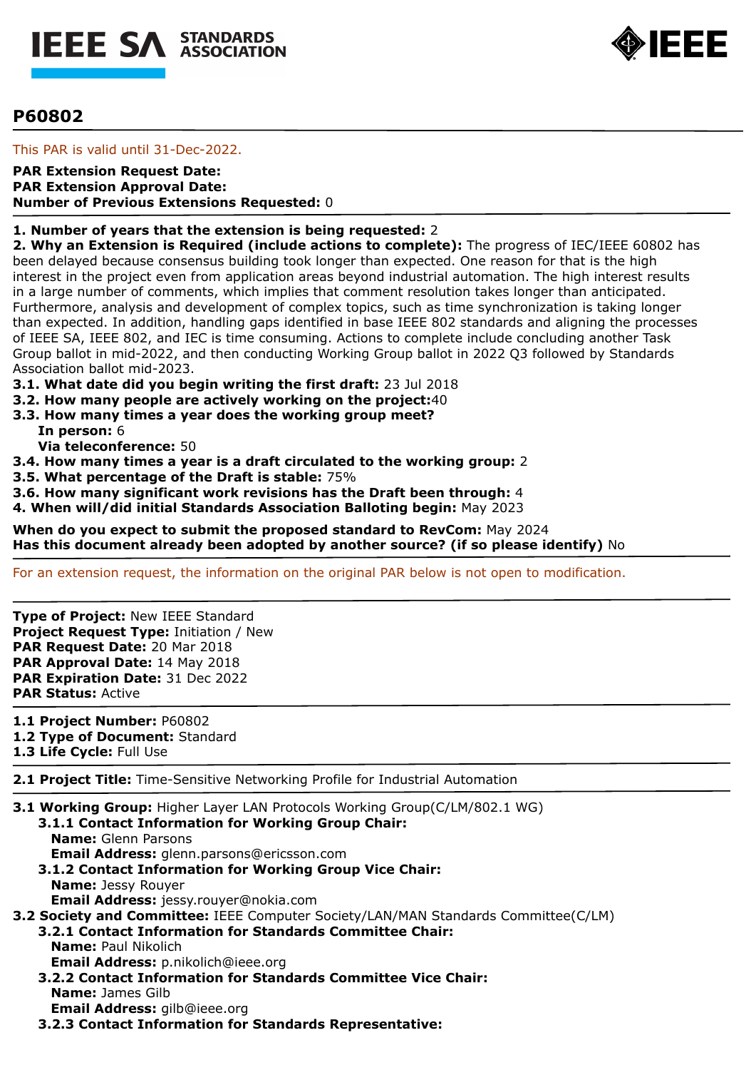# P60802

This PAR is valid until 31-Dec-2022.

**PAR Extension Request Date:**
**PAR Extension Approval Date:**
**Number of Previous Extensions Requested:** 0

**1. Number of years that the extension is being requested:** 2
**2. Why an Extension is Required (include actions to complete):** The progress of IEC/IEEE 60802 has been delayed because consensus building took longer than expected. One reason for that is the high interest in the project even from application areas beyond industrial automation. The high interest results in a large number of comments, which implies that comment resolution takes longer than anticipated. Furthermore, analysis and development of complex topics, such as time synchronization is taking longer than expected. In addition, handling gaps identified in base IEEE 802 standards and aligning the processes of IEEE SA, IEEE 802, and IEC is time consuming. Actions to complete include concluding another Task Group ballot in mid-2022, and then conducting Working Group ballot in 2022 Q3 followed by Standards Association ballot mid-2023.
**3.1. What date did you begin writing the first draft:** 23 Jul 2018
**3.2. How many people are actively working on the project:**40
**3.3. How many times a year does the working group meet?**
**In person:** 6
**Via teleconference:** 50
**3.4. How many times a year is a draft circulated to the working group:** 2
**3.5. What percentage of the Draft is stable:** 75%
**3.6. How many significant work revisions has the Draft been through:** 4
**4. When will/did initial Standards Association Balloting begin:** May 2023

**When do you expect to submit the proposed standard to RevCom:** May 2024
**Has this document already been adopted by another source? (if so please identify)** No

For an extension request, the information on the original PAR below is not open to modification.

**Type of Project:** New IEEE Standard
**Project Request Type:** Initiation / New
**PAR Request Date:** 20 Mar 2018
**PAR Approval Date:** 14 May 2018
**PAR Expiration Date:** 31 Dec 2022
**PAR Status:** Active

**1.1 Project Number:** P60802
**1.2 Type of Document:** Standard
**1.3 Life Cycle:** Full Use

**2.1 Project Title:** Time-Sensitive Networking Profile for Industrial Automation

**3.1 Working Group:** Higher Layer LAN Protocols Working Group(C/LM/802.1 WG)
**3.1.1 Contact Information for Working Group Chair:**
**Name:** Glenn Parsons
**Email Address:** glenn.parsons@ericsson.com
**3.1.2 Contact Information for Working Group Vice Chair:**
**Name:** Jessy Rouyer
**Email Address:** jessy.rouyer@nokia.com
**3.2 Society and Committee:** IEEE Computer Society/LAN/MAN Standards Committee(C/LM)
**3.2.1 Contact Information for Standards Committee Chair:**
**Name:** Paul Nikolich
**Email Address:** p.nikolich@ieee.org
**3.2.2 Contact Information for Standards Committee Vice Chair:**
**Name:** James Gilb
**Email Address:** gilb@ieee.org
**3.2.3 Contact Information for Standards Representative:**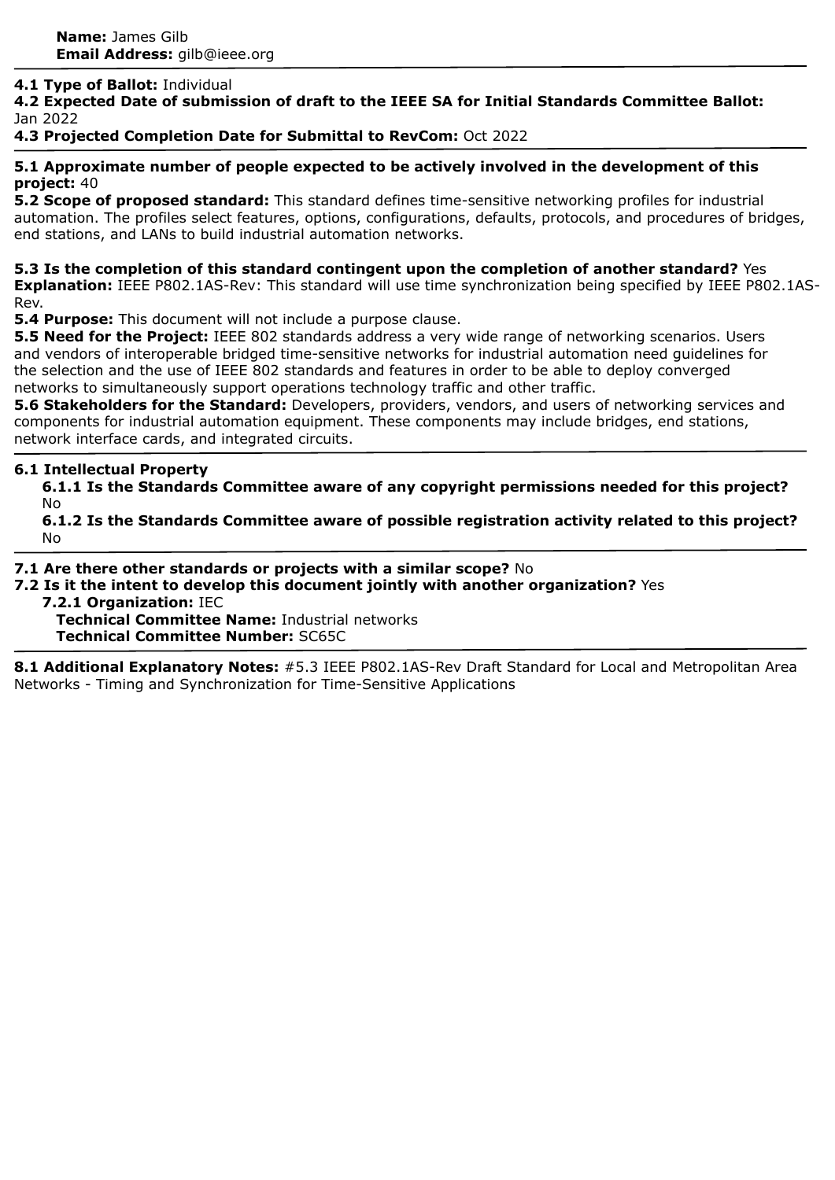**Name:** James Gilb
**Email Address:** gilb@ieee.org

---

**4.1 Type of Ballot:** Individual
**4.2 Expected Date of submission of draft to the IEEE SA for Initial Standards Committee Ballot:** Jan 2022
**4.3 Projected Completion Date for Submittal to RevCom:** Oct 2022

---

**5.1 Approximate number of people expected to be actively involved in the development of this project:** 40
**5.2 Scope of proposed standard:** This standard defines time-sensitive networking profiles for industrial automation. The profiles select features, options, configurations, defaults, protocols, and procedures of bridges, end stations, and LANs to build industrial automation networks.

**5.3 Is the completion of this standard contingent upon the completion of another standard?** Yes
**Explanation:** IEEE P802.1AS-Rev: This standard will use time synchronization being specified by IEEE P802.1AS-Rev.
**5.4 Purpose:** This document will not include a purpose clause.
**5.5 Need for the Project:** IEEE 802 standards address a very wide range of networking scenarios. Users and vendors of interoperable bridged time-sensitive networks for industrial automation need guidelines for the selection and the use of IEEE 802 standards and features in order to be able to deploy converged networks to simultaneously support operations technology traffic and other traffic.
**5.6 Stakeholders for the Standard:** Developers, providers, vendors, and users of networking services and components for industrial automation equipment. These components may include bridges, end stations, network interface cards, and integrated circuits.

---

**6.1 Intellectual Property**
**6.1.1 Is the Standards Committee aware of any copyright permissions needed for this project?** No
**6.1.2 Is the Standards Committee aware of possible registration activity related to this project?** No

---

**7.1 Are there other standards or projects with a similar scope?** No
**7.2 Is it the intent to develop this document jointly with another organization?** Yes
**7.2.1 Organization:** IEC
**Technical Committee Name:** Industrial networks
**Technical Committee Number:** SC65C

---

**8.1 Additional Explanatory Notes:** #5.3 IEEE P802.1AS-Rev Draft Standard for Local and Metropolitan Area Networks - Timing and Synchronization for Time-Sensitive Applications